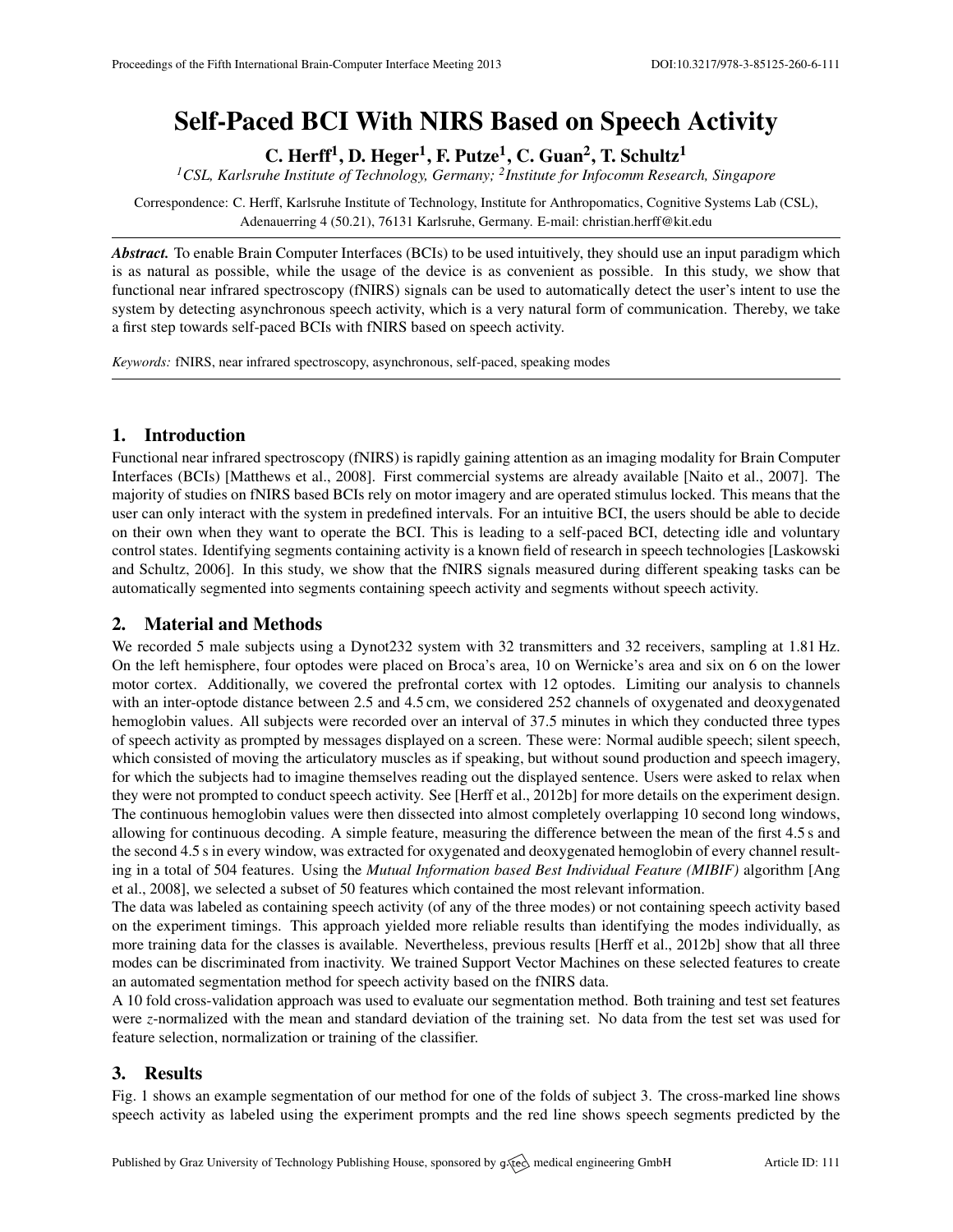# Self-Paced BCI With NIRS Based on Speech Activity

**C. Herff[1], D. Heger[1], F. Putze[1], C. Guan[2], T. Schultz[1]**

*[1]CSL, Karlsruhe Institute of Technology, Germany; [2]Institute for Infocomm Research, Singapore*

Correspondence: C. Herff, Karlsruhe Institute of Technology, Institute for Anthropomatics, Cognitive Systems Lab (CSL), Adenauerring 4 (50.21), 76131 Karlsruhe, Germany. E-mail: christian.herff@kit.edu

***Abstract.*** To enable Brain Computer Interfaces (BCIs) to be used intuitively, they should use an input paradigm which is as natural as possible, while the usage of the device is as convenient as possible. In this study, we show that functional near infrared spectroscopy (fNIRS) signals can be used to automatically detect the user's intent to use the system by detecting asynchronous speech activity, which is a very natural form of communication. Thereby, we take a first step towards self-paced BCIs with fNIRS based on speech activity.

*Keywords:* fNIRS, near infrared spectroscopy, asynchronous, self-paced, speaking modes

## 1. Introduction

Functional near infrared spectroscopy (fNIRS) is rapidly gaining attention as an imaging modality for Brain Computer Interfaces (BCIs) [Matthews et al., 2008]. First commercial systems are already available [Naito et al., 2007]. The majority of studies on fNIRS based BCIs rely on motor imagery and are operated stimulus locked. This means that the user can only interact with the system in predefined intervals. For an intuitive BCI, the users should be able to decide on their own when they want to operate the BCI. This is leading to a self-paced BCI, detecting idle and voluntary control states. Identifying segments containing activity is a known field of research in speech technologies [Laskowski and Schultz, 2006]. In this study, we show that the fNIRS signals measured during different speaking tasks can be automatically segmented into segments containing speech activity and segments without speech activity.

## 2. Material and Methods

We recorded 5 male subjects using a Dynot232 system with 32 transmitters and 32 receivers, sampling at 1.81 Hz. On the left hemisphere, four optodes were placed on Broca's area, 10 on Wernicke's area and six on 6 on the lower motor cortex. Additionally, we covered the prefrontal cortex with 12 optodes. Limiting our analysis to channels with an inter-optode distance between 2.5 and 4.5 cm, we considered 252 channels of oxygenated and deoxygenated hemoglobin values. All subjects were recorded over an interval of 37.5 minutes in which they conducted three types of speech activity as prompted by messages displayed on a screen. These were: Normal audible speech; silent speech, which consisted of moving the articulatory muscles as if speaking, but without sound production and speech imagery, for which the subjects had to imagine themselves reading out the displayed sentence. Users were asked to relax when they were not prompted to conduct speech activity. See [Herff et al., 2012b] for more details on the experiment design. The continuous hemoglobin values were then dissected into almost completely overlapping 10 second long windows, allowing for continuous decoding. A simple feature, measuring the difference between the mean of the first 4.5 s and the second 4.5 s in every window, was extracted for oxygenated and deoxygenated hemoglobin of every channel resulting in a total of 504 features. Using the *Mutual Information based Best Individual Feature (MIBIF)* algorithm [Ang et al., 2008], we selected a subset of 50 features which contained the most relevant information.

The data was labeled as containing speech activity (of any of the three modes) or not containing speech activity based on the experiment timings. This approach yielded more reliable results than identifying the modes individually, as more training data for the classes is available. Nevertheless, previous results [Herff et al., 2012b] show that all three modes can be discriminated from inactivity. We trained Support Vector Machines on these selected features to create an automated segmentation method for speech activity based on the fNIRS data.

A 10 fold cross-validation approach was used to evaluate our segmentation method. Both training and test set features were $z$-normalized with the mean and standard deviation of the training set. No data from the test set was used for feature selection, normalization or training of the classifier.

## 3. Results

Fig. 1 shows an example segmentation of our method for one of the folds of subject 3. The cross-marked line shows speech activity as labeled using the experiment prompts and the red line shows speech segments predicted by the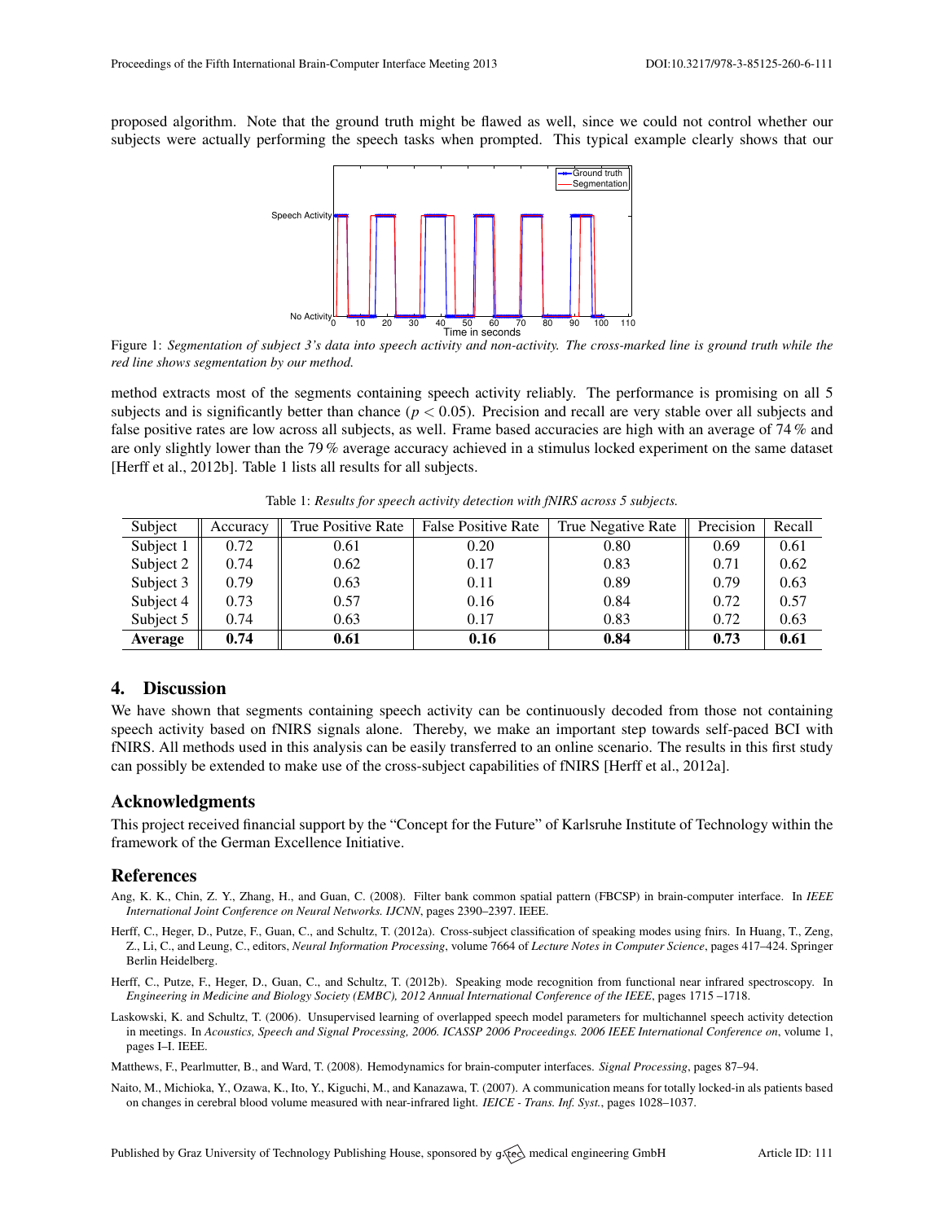proposed algorithm. Note that the ground truth might be flawed as well, since we could not control whether our subjects were actually performing the speech tasks when prompted. This typical example clearly shows that our

Ground truth
Segmentation
Speech Activity
No Activity
0 10 20 30 40 50 60 70 80 90 100 110
Time in seconds

Figure 1: *Segmentation of subject 3's data into speech activity and non-activity. The cross-marked line is ground truth while the red line shows segmentation by our method.*

method extracts most of the segments containing speech activity reliably. The performance is promising on all 5 subjects and is significantly better than chance ($p < 0.05$). Precision and recall are very stable over all subjects and false positive rates are low across all subjects, as well. Frame based accuracies are high with an average of 74 % and are only slightly lower than the 79 % average accuracy achieved in a stimulus locked experiment on the same dataset [Herff et al., 2012b]. Table 1 lists all results for all subjects.

Table 1: *Results for speech activity detection with fNIRS across 5 subjects.*

| Subject | Accuracy | True Positive Rate | False Positive Rate | True Negative Rate | Precision | Recall |
|---|---|---|---|---|---|---|
| Subject 1 | 0.72 | 0.61 | 0.20 | 0.80 | 0.69 | 0.61 |
| Subject 2 | 0.74 | 0.62 | 0.17 | 0.83 | 0.71 | 0.62 |
| Subject 3 | 0.79 | 0.63 | 0.11 | 0.89 | 0.79 | 0.63 |
| Subject 4 | 0.73 | 0.57 | 0.16 | 0.84 | 0.72 | 0.57 |
| Subject 5 | 0.74 | 0.63 | 0.17 | 0.83 | 0.72 | 0.63 |
| **Average** | **0.74** | **0.61** | **0.16** | **0.84** | **0.73** | **0.61** |

## 4. Discussion

We have shown that segments containing speech activity can be continuously decoded from those not containing speech activity based on fNIRS signals alone. Thereby, we make an important step towards self-paced BCI with fNIRS. All methods used in this analysis can be easily transferred to an online scenario. The results in this first study can possibly be extended to make use of the cross-subject capabilities of fNIRS [Herff et al., 2012a].

## Acknowledgments

This project received financial support by the "Concept for the Future" of Karlsruhe Institute of Technology within the framework of the German Excellence Initiative.

## References

Ang, K. K., Chin, Z. Y., Zhang, H., and Guan, C. (2008). Filter bank common spatial pattern (FBCSP) in brain-computer interface. In *IEEE International Joint Conference on Neural Networks. IJCNN*, pages 2390–2397. IEEE.

Herff, C., Heger, D., Putze, F., Guan, C., and Schultz, T. (2012a). Cross-subject classification of speaking modes using fnirs. In Huang, T., Zeng, Z., Li, C., and Leung, C., editors, *Neural Information Processing*, volume 7664 of *Lecture Notes in Computer Science*, pages 417–424. Springer Berlin Heidelberg.

Herff, C., Putze, F., Heger, D., Guan, C., and Schultz, T. (2012b). Speaking mode recognition from functional near infrared spectroscopy. In *Engineering in Medicine and Biology Society (EMBC), 2012 Annual International Conference of the IEEE*, pages 1715 –1718.

Laskowski, K. and Schultz, T. (2006). Unsupervised learning of overlapped speech model parameters for multichannel speech activity detection in meetings. In *Acoustics, Speech and Signal Processing, 2006. ICASSP 2006 Proceedings. 2006 IEEE International Conference on*, volume 1, pages I–I. IEEE.

Matthews, F., Pearlmutter, B., and Ward, T. (2008). Hemodynamics for brain-computer interfaces. *Signal Processing*, pages 87–94.

Naito, M., Michioka, Y., Ozawa, K., Ito, Y., Kiguchi, M., and Kanazawa, T. (2007). A communication means for totally locked-in als patients based on changes in cerebral blood volume measured with near-infrared light. *IEICE - Trans. Inf. Syst.*, pages 1028–1037.